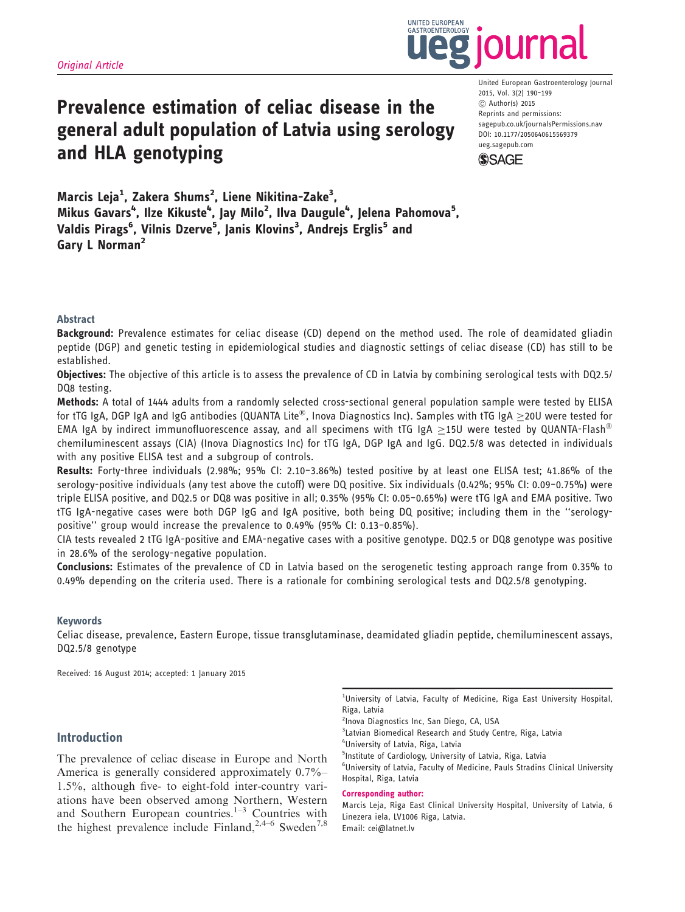*Original Article*

# Prevalence estimation of celiac disease in the general adult population of Latvia using serology and HLA genotyping

United European Gastroenterology Journal
2015, Vol. 3(2) 190–199
© Author(s) 2015
Reprints and permissions: sagepub.co.uk/journalsPermissions.nav
DOI: 10.1177/2050640615569379
ueg.sagepub.com

**Marcis Leja[1], Zakera Shums[2], Liene Nikitina-Zake[3], Mikus Gavars[4], Ilze Kikuste[4], Jay Milo[2], Ilva Daugule[4], Jelena Pahomova[5], Valdis Pirags[6], Vilnis Dzerve[5], Janis Klovins[3], Andrejs Erglis[5] and Gary L Norman[2]**

## Abstract

**Background:** Prevalence estimates for celiac disease (CD) depend on the method used. The role of deamidated gliadin peptide (DGP) and genetic testing in epidemiological studies and diagnostic settings of celiac disease (CD) has still to be established.

**Objectives:** The objective of this article is to assess the prevalence of CD in Latvia by combining serological tests with DQ2.5/DQ8 testing.

**Methods:** A total of 1444 adults from a randomly selected cross-sectional general population sample were tested by ELISA for tTG IgA, DGP IgA and IgG antibodies (QUANTA Lite®, Inova Diagnostics Inc). Samples with tTG IgA ≥20U were tested for EMA IgA by indirect immunofluorescence assay, and all specimens with tTG IgA ≥15U were tested by QUANTA-Flash® chemiluminescent assays (CIA) (Inova Diagnostics Inc) for tTG IgA, DGP IgA and IgG. DQ2.5/8 was detected in individuals with any positive ELISA test and a subgroup of controls.

**Results:** Forty-three individuals (2.98%; 95% CI: 2.10–3.86%) tested positive by at least one ELISA test; 41.86% of the serology-positive individuals (any test above the cutoff) were DQ positive. Six individuals (0.42%; 95% CI: 0.09–0.75%) were triple ELISA positive, and DQ2.5 or DQ8 was positive in all; 0.35% (95% CI: 0.05–0.65%) were tTG IgA and EMA positive. Two tTG IgA-negative cases were both DGP IgG and IgA positive, both being DQ positive; including them in the "serology-positive" group would increase the prevalence to 0.49% (95% CI: 0.13–0.85%).

CIA tests revealed 2 tTG IgA-positive and EMA-negative cases with a positive genotype. DQ2.5 or DQ8 genotype was positive in 28.6% of the serology-negative population.

**Conclusions:** Estimates of the prevalence of CD in Latvia based on the serogenetic testing approach range from 0.35% to 0.49% depending on the criteria used. There is a rationale for combining serological tests and DQ2.5/8 genotyping.

### Keywords

Celiac disease, prevalence, Eastern Europe, tissue transglutaminase, deamidated gliadin peptide, chemiluminescent assays, DQ2.5/8 genotype

Received: 16 August 2014; accepted: 1 January 2015

## Introduction

The prevalence of celiac disease in Europe and North America is generally considered approximately 0.7%–1.5%, although five- to eight-fold inter-country variations have been observed among Northern, Western and Southern European countries.[1–3] Countries with the highest prevalence include Finland,[2,4–6] Sweden[7,8]

[1]University of Latvia, Faculty of Medicine, Riga East University Hospital, Riga, Latvia
[2]Inova Diagnostics Inc, San Diego, CA, USA
[3]Latvian Biomedical Research and Study Centre, Riga, Latvia
[4]University of Latvia, Riga, Latvia
[5]Institute of Cardiology, University of Latvia, Riga, Latvia
[6]University of Latvia, Faculty of Medicine, Pauls Stradins Clinical University Hospital, Riga, Latvia

**Corresponding author:**
Marcis Leja, Riga East Clinical University Hospital, University of Latvia, 6 Linezera iela, LV1006 Riga, Latvia.
Email: cei@latnet.lv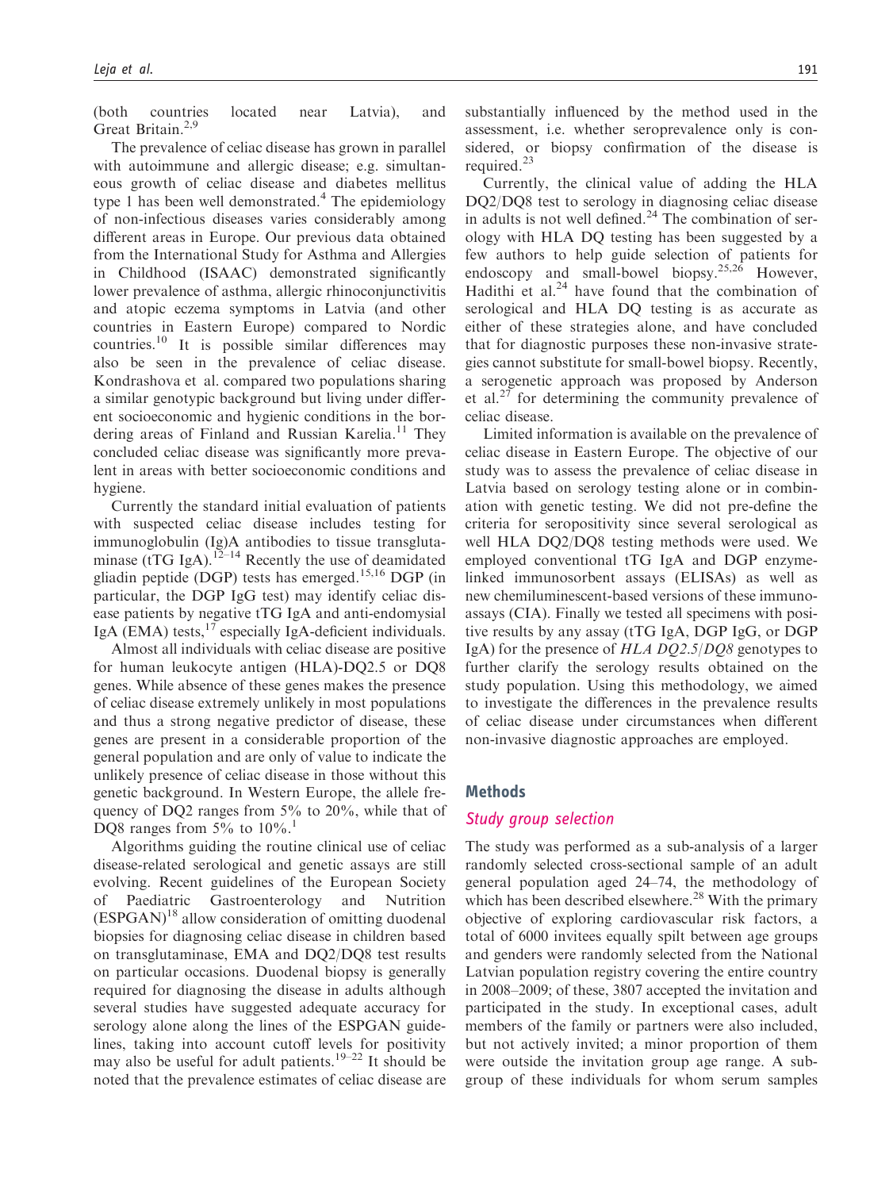(both countries located near Latvia), and Great Britain.[2,9]

The prevalence of celiac disease has grown in parallel with autoimmune and allergic disease; e.g. simultaneous growth of celiac disease and diabetes mellitus type 1 has been well demonstrated.[4] The epidemiology of non-infectious diseases varies considerably among different areas in Europe. Our previous data obtained from the International Study for Asthma and Allergies in Childhood (ISAAC) demonstrated significantly lower prevalence of asthma, allergic rhinoconjunctivitis and atopic eczema symptoms in Latvia (and other countries in Eastern Europe) compared to Nordic countries.[10] It is possible similar differences may also be seen in the prevalence of celiac disease. Kondrashova et al. compared two populations sharing a similar genotypic background but living under different socioeconomic and hygienic conditions in the bordering areas of Finland and Russian Karelia.[11] They concluded celiac disease was significantly more prevalent in areas with better socioeconomic conditions and hygiene.

Currently the standard initial evaluation of patients with suspected celiac disease includes testing for immunoglobulin (Ig)A antibodies to tissue transglutaminase (tTG IgA).[12–14] Recently the use of deamidated gliadin peptide (DGP) tests has emerged.[15,16] DGP (in particular, the DGP IgG test) may identify celiac disease patients by negative tTG IgA and anti-endomysial IgA (EMA) tests,[17] especially IgA-deficient individuals.

Almost all individuals with celiac disease are positive for human leukocyte antigen (HLA)-DQ2.5 or DQ8 genes. While absence of these genes makes the presence of celiac disease extremely unlikely in most populations and thus a strong negative predictor of disease, these genes are present in a considerable proportion of the general population and are only of value to indicate the unlikely presence of celiac disease in those without this genetic background. In Western Europe, the allele frequency of DQ2 ranges from 5% to 20%, while that of DQ8 ranges from 5% to 10%.[1]

Algorithms guiding the routine clinical use of celiac disease-related serological and genetic assays are still evolving. Recent guidelines of the European Society of Paediatric Gastroenterology and Nutrition (ESPGAN)[18] allow consideration of omitting duodenal biopsies for diagnosing celiac disease in children based on transglutaminase, EMA and DQ2/DQ8 test results on particular occasions. Duodenal biopsy is generally required for diagnosing the disease in adults although several studies have suggested adequate accuracy for serology alone along the lines of the ESPGAN guidelines, taking into account cutoff levels for positivity may also be useful for adult patients.[19–22] It should be noted that the prevalence estimates of celiac disease are substantially influenced by the method used in the assessment, i.e. whether seroprevalence only is considered, or biopsy confirmation of the disease is required.[23]

Currently, the clinical value of adding the HLA DQ2/DQ8 test to serology in diagnosing celiac disease in adults is not well defined.[24] The combination of serology with HLA DQ testing has been suggested by a few authors to help guide selection of patients for endoscopy and small-bowel biopsy.[25,26] However, Hadithi et al.[24] have found that the combination of serological and HLA DQ testing is as accurate as either of these strategies alone, and have concluded that for diagnostic purposes these non-invasive strategies cannot substitute for small-bowel biopsy. Recently, a serogenetic approach was proposed by Anderson et al.[27] for determining the community prevalence of celiac disease.

Limited information is available on the prevalence of celiac disease in Eastern Europe. The objective of our study was to assess the prevalence of celiac disease in Latvia based on serology testing alone or in combination with genetic testing. We did not pre-define the criteria for seropositivity since several serological as well HLA DQ2/DQ8 testing methods were used. We employed conventional tTG IgA and DGP enzyme-linked immunosorbent assays (ELISAs) as well as new chemiluminescent-based versions of these immunoassays (CIA). Finally we tested all specimens with positive results by any assay (tTG IgA, DGP IgG, or DGP IgA) for the presence of *HLA DQ2.5/DQ8* genotypes to further clarify the serology results obtained on the study population. Using this methodology, we aimed to investigate the differences in the prevalence results of celiac disease under circumstances when different non-invasive diagnostic approaches are employed.

## Methods

### Study group selection

The study was performed as a sub-analysis of a larger randomly selected cross-sectional sample of an adult general population aged 24–74, the methodology of which has been described elsewhere.[28] With the primary objective of exploring cardiovascular risk factors, a total of 6000 invitees equally spilt between age groups and genders were randomly selected from the National Latvian population registry covering the entire country in 2008–2009; of these, 3807 accepted the invitation and participated in the study. In exceptional cases, adult members of the family or partners were also included, but not actively invited; a minor proportion of them were outside the invitation group age range. A subgroup of these individuals for whom serum samples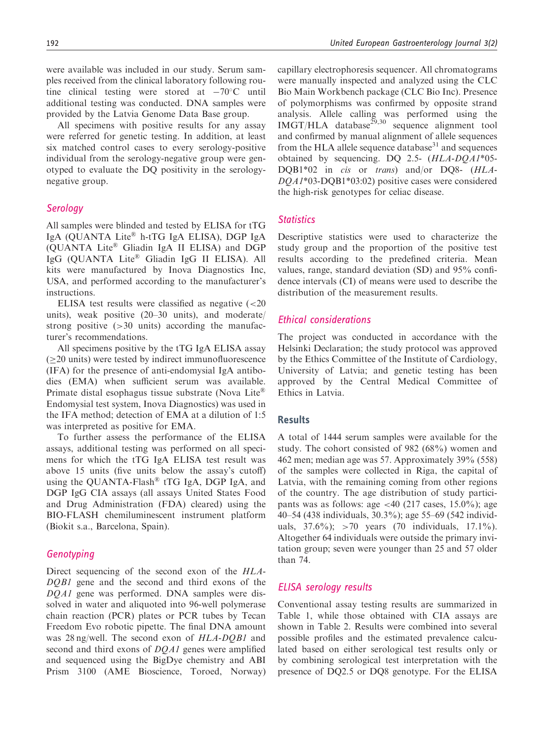were available was included in our study. Serum samples received from the clinical laboratory following routine clinical testing were stored at $-70^{\circ}C$ until additional testing was conducted. DNA samples were provided by the Latvia Genome Data Base group.

All specimens with positive results for any assay were referred for genetic testing. In addition, at least six matched control cases to every serology-positive individual from the serology-negative group were genotyped to evaluate the DQ positivity in the serology-negative group.

### Serology

All samples were blinded and tested by ELISA for tTG IgA (QUANTA Lite® h-tTG IgA ELISA), DGP IgA (QUANTA Lite® Gliadin IgA II ELISA) and DGP IgG (QUANTA Lite® Gliadin IgG II ELISA). All kits were manufactured by Inova Diagnostics Inc, USA, and performed according to the manufacturer's instructions.

ELISA test results were classified as negative (<20 units), weak positive (20–30 units), and moderate/strong positive (>30 units) according the manufacturer's recommendations.

All specimens positive by the tTG IgA ELISA assay (≥20 units) were tested by indirect immunofluorescence (IFA) for the presence of anti-endomysial IgA antibodies (EMA) when sufficient serum was available. Primate distal esophagus tissue substrate (Nova Lite® Endomysial test system, Inova Diagnostics) was used in the IFA method; detection of EMA at a dilution of 1:5 was interpreted as positive for EMA.

To further assess the performance of the ELISA assays, additional testing was performed on all specimens for which the tTG IgA ELISA test result was above 15 units (five units below the assay's cutoff) using the QUANTA-Flash® tTG IgA, DGP IgA, and DGP IgG CIA assays (all assays United States Food and Drug Administration (FDA) cleared) using the BIO-FLASH chemiluminescent instrument platform (Biokit s.a., Barcelona, Spain).

### Genotyping

Direct sequencing of the second exon of the *HLA-DQB1* gene and the second and third exons of the *DQA1* gene was performed. DNA samples were dissolved in water and aliquoted into 96-well polymerase chain reaction (PCR) plates or PCR tubes by Tecan Freedom Evo robotic pipette. The final DNA amount was 28 ng/well. The second exon of *HLA-DQB1* and second and third exons of *DQA1* genes were amplified and sequenced using the BigDye chemistry and ABI Prism 3100 (AME Bioscience, Toroed, Norway) capillary electrophoresis sequencer. All chromatograms were manually inspected and analyzed using the CLC Bio Main Workbench package (CLC Bio Inc). Presence of polymorphisms was confirmed by opposite strand analysis. Allele calling was performed using the IMGT/HLA database[29,30] sequence alignment tool and confirmed by manual alignment of allele sequences from the HLA allele sequence database[31] and sequences obtained by sequencing. DQ 2.5- (*HLA-DQA1*\*05-DQB1\*02 in *cis* or *trans*) and/or DQ8- (*HLA-DQA1*\*03-DQB1\*03:02) positive cases were considered the high-risk genotypes for celiac disease.

### Statistics

Descriptive statistics were used to characterize the study group and the proportion of the positive test results according to the predefined criteria. Mean values, range, standard deviation (SD) and 95% confidence intervals (CI) of means were used to describe the distribution of the measurement results.

### Ethical considerations

The project was conducted in accordance with the Helsinki Declaration; the study protocol was approved by the Ethics Committee of the Institute of Cardiology, University of Latvia; and genetic testing has been approved by the Central Medical Committee of Ethics in Latvia.

## Results

A total of 1444 serum samples were available for the study. The cohort consisted of 982 (68%) women and 462 men; median age was 57. Approximately 39% (558) of the samples were collected in Riga, the capital of Latvia, with the remaining coming from other regions of the country. The age distribution of study participants was as follows: age <40 (217 cases, 15.0%); age 40–54 (438 individuals, 30.3%); age 55–69 (542 individuals, 37.6%); >70 years (70 individuals, 17.1%). Altogether 64 individuals were outside the primary invitation group; seven were younger than 25 and 57 older than 74.

### ELISA serology results

Conventional assay testing results are summarized in Table 1, while those obtained with CIA assays are shown in Table 2. Results were combined into several possible profiles and the estimated prevalence calculated based on either serological test results only or by combining serological test interpretation with the presence of DQ2.5 or DQ8 genotype. For the ELISA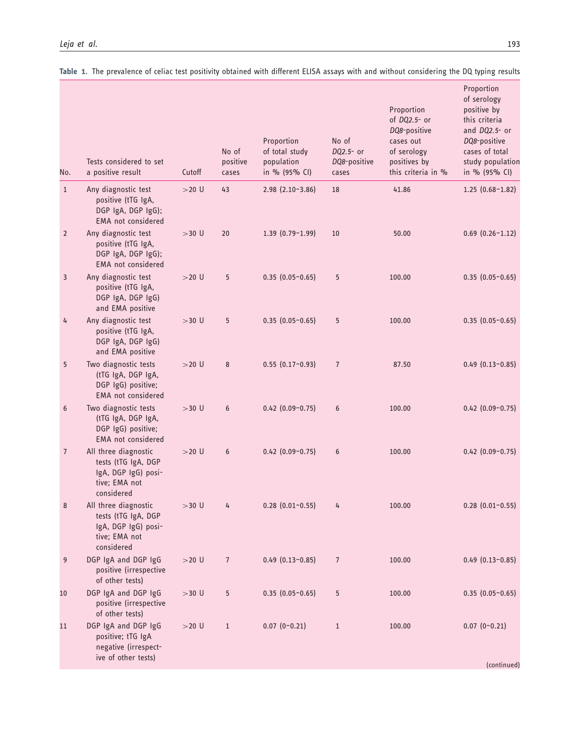**Table 1.** The prevalence of celiac test positivity obtained with different ELISA assays with and without considering the DQ typing results

| No. | Tests considered to set a positive result | Cutoff | No of positive cases | Proportion of total study population in % (95% CI) | No of *DQ2.5*- or *DQ8*-positive cases | Proportion of *DQ2.5*- or *DQ8*-positive cases out of serology positives by this criteria in % | Proportion of serology positive by this criteria and *DQ2.5*- or *DQ8*-positive cases of total study population in % (95% CI) |
|---|---|---|---|---|---|---|---|
| 1 | Any diagnostic test positive (tTG IgA, DGP IgA, DGP IgG); EMA not considered | >20 U | 43 | 2.98 (2.10–3.86) | 18 | 41.86 | 1.25 (0.68–1.82) |
| 2 | Any diagnostic test positive (tTG IgA, DGP IgA, DGP IgG); EMA not considered | >30 U | 20 | 1.39 (0.79–1.99) | 10 | 50.00 | 0.69 (0.26–1.12) |
| 3 | Any diagnostic test positive (tTG IgA, DGP IgA, DGP IgG) and EMA positive | >20 U | 5 | 0.35 (0.05–0.65) | 5 | 100.00 | 0.35 (0.05–0.65) |
| 4 | Any diagnostic test positive (tTG IgA, DGP IgA, DGP IgG) and EMA positive | >30 U | 5 | 0.35 (0.05–0.65) | 5 | 100.00 | 0.35 (0.05–0.65) |
| 5 | Two diagnostic tests (tTG IgA, DGP IgA, DGP IgG) positive; EMA not considered | >20 U | 8 | 0.55 (0.17–0.93) | 7 | 87.50 | 0.49 (0.13–0.85) |
| 6 | Two diagnostic tests (tTG IgA, DGP IgA, DGP IgG) positive; EMA not considered | >30 U | 6 | 0.42 (0.09–0.75) | 6 | 100.00 | 0.42 (0.09–0.75) |
| 7 | All three diagnostic tests (tTG IgA, DGP IgA, DGP IgG) positive; EMA not considered | >20 U | 6 | 0.42 (0.09–0.75) | 6 | 100.00 | 0.42 (0.09–0.75) |
| 8 | All three diagnostic tests (tTG IgA, DGP IgA, DGP IgG) positive; EMA not considered | >30 U | 4 | 0.28 (0.01–0.55) | 4 | 100.00 | 0.28 (0.01–0.55) |
| 9 | DGP IgA and DGP IgG positive (irrespective of other tests) | >20 U | 7 | 0.49 (0.13–0.85) | 7 | 100.00 | 0.49 (0.13–0.85) |
| 10 | DGP IgA and DGP IgG positive (irrespective of other tests) | >30 U | 5 | 0.35 (0.05–0.65) | 5 | 100.00 | 0.35 (0.05–0.65) |
| 11 | DGP IgA and DGP IgG positive; tTG IgA negative (irrespective of other tests) | >20 U | 1 | 0.07 (0–0.21) | 1 | 100.00 | 0.07 (0–0.21) |

(continued)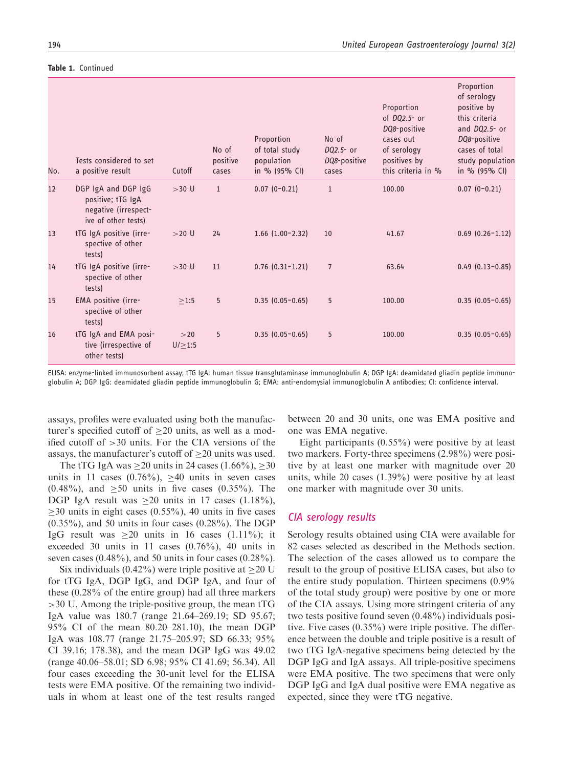**Table 1.** Continued

| No. | Tests considered to set a positive result | Cutoff | No of positive cases | Proportion of total study population in % (95% CI) | No of *DQ2.5*- or *DQ8*-positive cases | Proportion of *DQ2.5*- or *DQ8*-positive cases out of serology positives by this criteria in % | Proportion of serology positive by this criteria and *DQ2.5*- or *DQ8*-positive cases of total study population in % (95% CI) |
|---|---|---|---|---|---|---|---|
| 12 | DGP IgA and DGP IgG positive; tTG IgA negative (irrespective of other tests) | >30 U | 1 | 0.07 (0–0.21) | 1 | 100.00 | 0.07 (0–0.21) |
| 13 | tTG IgA positive (irrespective of other tests) | >20 U | 24 | 1.66 (1.00–2.32) | 10 | 41.67 | 0.69 (0.26–1.12) |
| 14 | tTG IgA positive (irrespective of other tests) | >30 U | 11 | 0.76 (0.31–1.21) | 7 | 63.64 | 0.49 (0.13–0.85) |
| 15 | EMA positive (irrespective of other tests) | ≥1:5 | 5 | 0.35 (0.05–0.65) | 5 | 100.00 | 0.35 (0.05–0.65) |
| 16 | tTG IgA and EMA positive (irrespective of other tests) | >20 U/≥1:5 | 5 | 0.35 (0.05–0.65) | 5 | 100.00 | 0.35 (0.05–0.65) |

ELISA: enzyme-linked immunosorbent assay; tTG IgA: human tissue transglutaminase immunoglobulin A; DGP IgA: deamidated gliadin peptide immunoglobulin A; DGP IgG: deamidated gliadin peptide immunoglobulin G; EMA: anti-endomysial immunoglobulin A antibodies; CI: confidence interval.

assays, profiles were evaluated using both the manufacturer's specified cutoff of ≥20 units, as well as a modified cutoff of >30 units. For the CIA versions of the assays, the manufacturer's cutoff of ≥20 units was used.

The tTG IgA was ≥20 units in 24 cases (1.66%), ≥30 units in 11 cases (0.76%), ≥40 units in seven cases (0.48%), and ≥50 units in five cases (0.35%). The DGP IgA result was ≥20 units in 17 cases (1.18%), ≥30 units in eight cases (0.55%), 40 units in five cases (0.35%), and 50 units in four cases (0.28%). The DGP IgG result was ≥20 units in 16 cases (1.11%); it exceeded 30 units in 11 cases (0.76%), 40 units in seven cases (0.48%), and 50 units in four cases (0.28%).

Six individuals (0.42%) were triple positive at ≥20 U for tTG IgA, DGP IgG, and DGP IgA, and four of these (0.28% of the entire group) had all three markers >30 U. Among the triple-positive group, the mean tTG IgA value was 180.7 (range 21.64–269.19; SD 95.67; 95% CI of the mean 80.20–281.10), the mean DGP IgA was 108.77 (range 21.75–205.97; SD 66.33; 95% CI 39.16; 178.38), and the mean DGP IgG was 49.02 (range 40.06–58.01; SD 6.98; 95% CI 41.69; 56.34). All four cases exceeding the 30-unit level for the ELISA tests were EMA positive. Of the remaining two individuals in whom at least one of the test results ranged between 20 and 30 units, one was EMA positive and one was EMA negative.

Eight participants (0.55%) were positive by at least two markers. Forty-three specimens (2.98%) were positive by at least one marker with magnitude over 20 units, while 20 cases (1.39%) were positive by at least one marker with magnitude over 30 units.

## CIA serology results

Serology results obtained using CIA were available for 82 cases selected as described in the Methods section. The selection of the cases allowed us to compare the result to the group of positive ELISA cases, but also to the entire study population. Thirteen specimens (0.9% of the total study group) were positive by one or more of the CIA assays. Using more stringent criteria of any two tests positive found seven (0.48%) individuals positive. Five cases (0.35%) were triple positive. The difference between the double and triple positive is a result of two tTG IgA-negative specimens being detected by the DGP IgG and IgA assays. All triple-positive specimens were EMA positive. The two specimens that were only DGP IgG and IgA dual positive were EMA negative as expected, since they were tTG negative.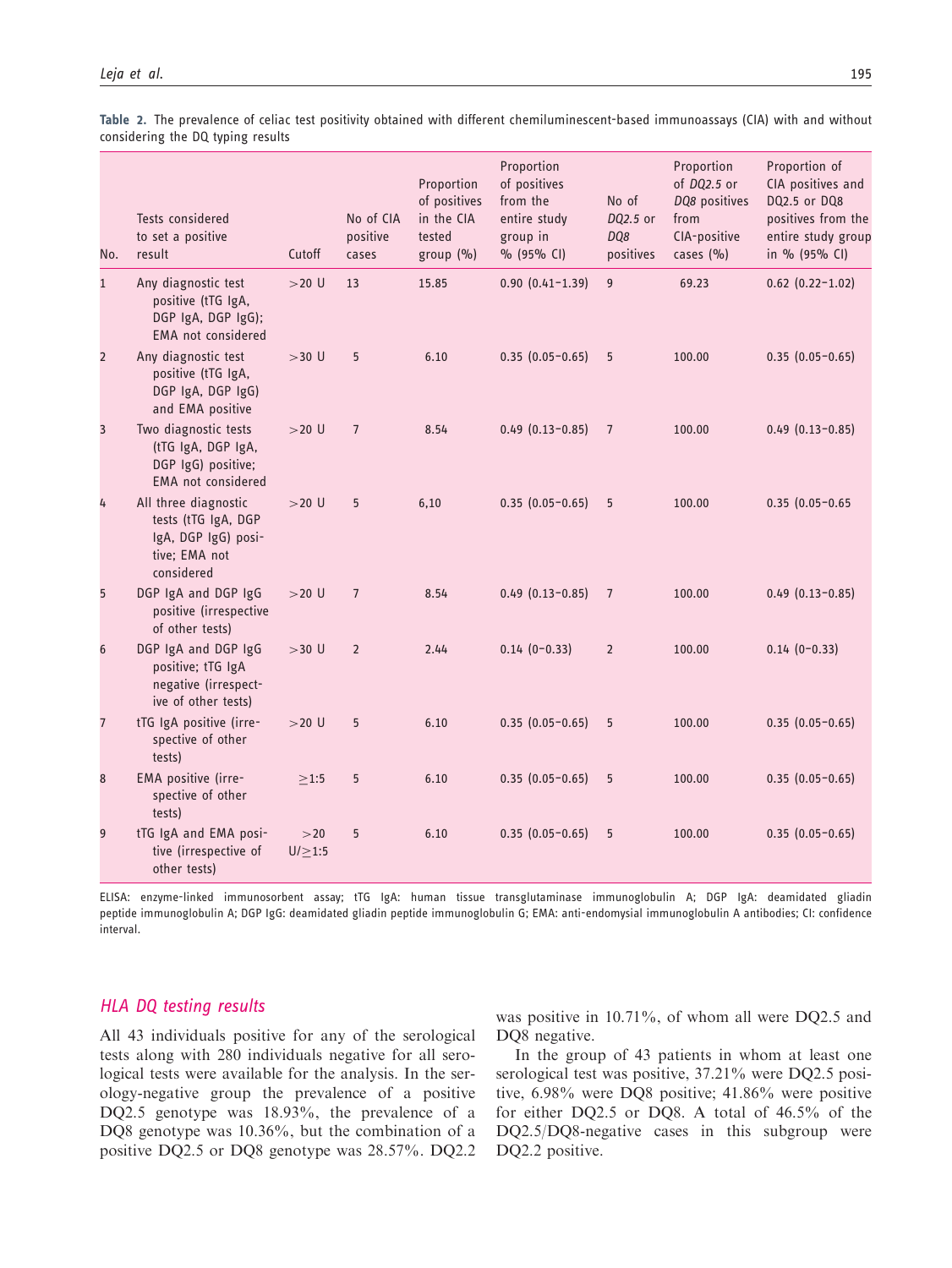**Table 2.** The prevalence of celiac test positivity obtained with different chemiluminescent-based immunoassays (CIA) with and without considering the DQ typing results

| No. | Tests considered to set a positive result | Cutoff | No of CIA positive cases | Proportion of positives in the CIA tested group (%) | Proportion of positives from the entire study group in % (95% CI) | No of *DQ2.5* or *DQ8* positives | Proportion of *DQ2.5* or *DQ8* positives from CIA-positive cases (%) | Proportion of CIA positives and DQ2.5 or DQ8 positives from the entire study group in % (95% CI) |
|---|---|---|---|---|---|---|---|---|
| 1 | Any diagnostic test positive (tTG IgA, DGP IgA, DGP IgG); EMA not considered | >20 U | 13 | 15.85 | 0.90 (0.41–1.39) | 9 | 69.23 | 0.62 (0.22–1.02) |
| 2 | Any diagnostic test positive (tTG IgA, DGP IgA, DGP IgG) and EMA positive | >30 U | 5 | 6.10 | 0.35 (0.05–0.65) | 5 | 100.00 | 0.35 (0.05–0.65) |
| 3 | Two diagnostic tests (tTG IgA, DGP IgA, DGP IgG) positive; EMA not considered | >20 U | 7 | 8.54 | 0.49 (0.13–0.85) | 7 | 100.00 | 0.49 (0.13–0.85) |
| 4 | All three diagnostic tests (tTG IgA, DGP IgA, DGP IgG) positive; EMA not considered | >20 U | 5 | 6,10 | 0.35 (0.05–0.65) | 5 | 100.00 | 0.35 (0.05–0.65 |
| 5 | DGP IgA and DGP IgG positive (irrespective of other tests) | >20 U | 7 | 8.54 | 0.49 (0.13–0.85) | 7 | 100.00 | 0.49 (0.13–0.85) |
| 6 | DGP IgA and DGP IgG positive; tTG IgA negative (irrespective of other tests) | >30 U | 2 | 2.44 | 0.14 (0–0.33) | 2 | 100.00 | 0.14 (0–0.33) |
| 7 | tTG IgA positive (irrespective of other tests) | >20 U | 5 | 6.10 | 0.35 (0.05–0.65) | 5 | 100.00 | 0.35 (0.05–0.65) |
| 8 | EMA positive (irrespective of other tests) | ≥1:5 | 5 | 6.10 | 0.35 (0.05–0.65) | 5 | 100.00 | 0.35 (0.05–0.65) |
| 9 | tTG IgA and EMA positive (irrespective of other tests) | >20 U/≥1:5 | 5 | 6.10 | 0.35 (0.05–0.65) | 5 | 100.00 | 0.35 (0.05–0.65) |

ELISA: enzyme-linked immunosorbent assay; tTG IgA: human tissue transglutaminase immunoglobulin A; DGP IgA: deamidated gliadin peptide immunoglobulin A; DGP IgG: deamidated gliadin peptide immunoglobulin G; EMA: anti-endomysial immunoglobulin A antibodies; CI: confidence interval.

## *HLA DQ testing results*

All 43 individuals positive for any of the serological tests along with 280 individuals negative for all serological tests were available for the analysis. In the serology-negative group the prevalence of a positive DQ2.5 genotype was 18.93%, the prevalence of a DQ8 genotype was 10.36%, but the combination of a positive DQ2.5 or DQ8 genotype was 28.57%. DQ2.2 was positive in 10.71%, of whom all were DQ2.5 and DQ8 negative.

In the group of 43 patients in whom at least one serological test was positive, 37.21% were DQ2.5 positive, 6.98% were DQ8 positive; 41.86% were positive for either DQ2.5 or DQ8. A total of 46.5% of the DQ2.5/DQ8-negative cases in this subgroup were DQ2.2 positive.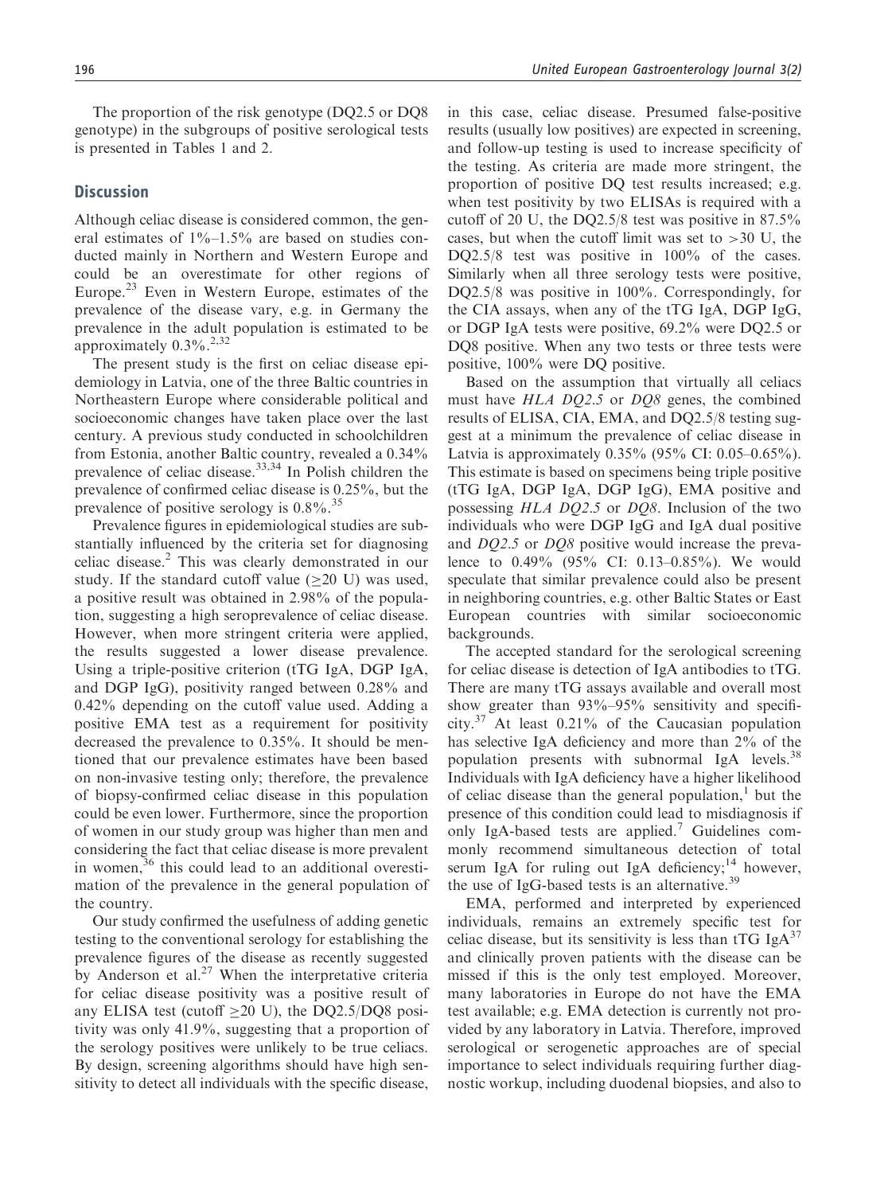The proportion of the risk genotype (DQ2.5 or DQ8 genotype) in the subgroups of positive serological tests is presented in Tables 1 and 2.

## Discussion

Although celiac disease is considered common, the general estimates of 1%–1.5% are based on studies conducted mainly in Northern and Western Europe and could be an overestimate for other regions of Europe.[23] Even in Western Europe, estimates of the prevalence of the disease vary, e.g. in Germany the prevalence in the adult population is estimated to be approximately 0.3%.[2,32]

The present study is the first on celiac disease epidemiology in Latvia, one of the three Baltic countries in Northeastern Europe where considerable political and socioeconomic changes have taken place over the last century. A previous study conducted in schoolchildren from Estonia, another Baltic country, revealed a 0.34% prevalence of celiac disease.[33,34] In Polish children the prevalence of confirmed celiac disease is 0.25%, but the prevalence of positive serology is 0.8%.[35]

Prevalence figures in epidemiological studies are substantially influenced by the criteria set for diagnosing celiac disease.[2] This was clearly demonstrated in our study. If the standard cutoff value ($\geq$20 U) was used, a positive result was obtained in 2.98% of the population, suggesting a high seroprevalence of celiac disease. However, when more stringent criteria were applied, the results suggested a lower disease prevalence. Using a triple-positive criterion (tTG IgA, DGP IgA, and DGP IgG), positivity ranged between 0.28% and 0.42% depending on the cutoff value used. Adding a positive EMA test as a requirement for positivity decreased the prevalence to 0.35%. It should be mentioned that our prevalence estimates have been based on non-invasive testing only; therefore, the prevalence of biopsy-confirmed celiac disease in this population could be even lower. Furthermore, since the proportion of women in our study group was higher than men and considering the fact that celiac disease is more prevalent in women,[36] this could lead to an additional overestimation of the prevalence in the general population of the country.

Our study confirmed the usefulness of adding genetic testing to the conventional serology for establishing the prevalence figures of the disease as recently suggested by Anderson et al.[27] When the interpretative criteria for celiac disease positivity was a positive result of any ELISA test (cutoff $\geq$20 U), the DQ2.5/DQ8 positivity was only 41.9%, suggesting that a proportion of the serology positives were unlikely to be true celiacs. By design, screening algorithms should have high sensitivity to detect all individuals with the specific disease, in this case, celiac disease. Presumed false-positive results (usually low positives) are expected in screening, and follow-up testing is used to increase specificity of the testing. As criteria are made more stringent, the proportion of positive DQ test results increased; e.g. when test positivity by two ELISAs is required with a cutoff of 20 U, the DQ2.5/8 test was positive in 87.5% cases, but when the cutoff limit was set to >30 U, the DQ2.5/8 test was positive in 100% of the cases. Similarly when all three serology tests were positive, DQ2.5/8 was positive in 100%. Correspondingly, for the CIA assays, when any of the tTG IgA, DGP IgG, or DGP IgA tests were positive, 69.2% were DQ2.5 or DQ8 positive. When any two tests or three tests were positive, 100% were DQ positive.

Based on the assumption that virtually all celiacs must have *HLA DQ2.5* or *DQ8* genes, the combined results of ELISA, CIA, EMA, and DQ2.5/8 testing suggest at a minimum the prevalence of celiac disease in Latvia is approximately 0.35% (95% CI: 0.05–0.65%). This estimate is based on specimens being triple positive (tTG IgA, DGP IgA, DGP IgG), EMA positive and possessing *HLA DQ2.5* or *DQ8*. Inclusion of the two individuals who were DGP IgG and IgA dual positive and *DQ2.5* or *DQ8* positive would increase the prevalence to 0.49% (95% CI: 0.13–0.85%). We would speculate that similar prevalence could also be present in neighboring countries, e.g. other Baltic States or East European countries with similar socioeconomic backgrounds.

The accepted standard for the serological screening for celiac disease is detection of IgA antibodies to tTG. There are many tTG assays available and overall most show greater than 93%–95% sensitivity and specificity.[37] At least 0.21% of the Caucasian population has selective IgA deficiency and more than 2% of the population presents with subnormal IgA levels.[38] Individuals with IgA deficiency have a higher likelihood of celiac disease than the general population,[1] but the presence of this condition could lead to misdiagnosis if only IgA-based tests are applied.[7] Guidelines commonly recommend simultaneous detection of total serum IgA for ruling out IgA deficiency;[14] however, the use of IgG-based tests is an alternative.[39]

EMA, performed and interpreted by experienced individuals, remains an extremely specific test for celiac disease, but its sensitivity is less than tTG IgA[37] and clinically proven patients with the disease can be missed if this is the only test employed. Moreover, many laboratories in Europe do not have the EMA test available; e.g. EMA detection is currently not provided by any laboratory in Latvia. Therefore, improved serological or serogenetic approaches are of special importance to select individuals requiring further diagnostic workup, including duodenal biopsies, and also to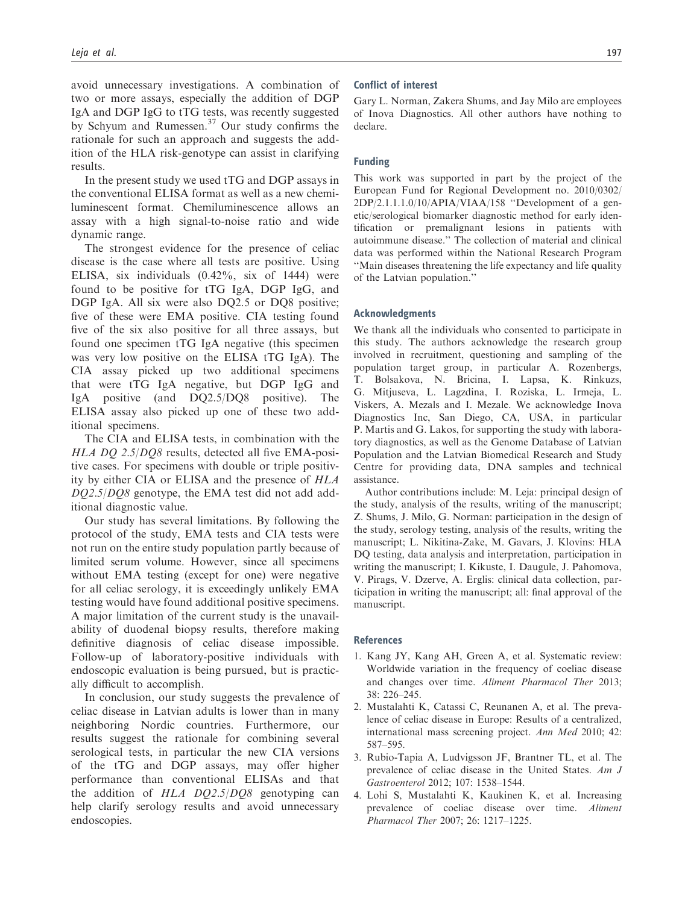avoid unnecessary investigations. A combination of two or more assays, especially the addition of DGP IgA and DGP IgG to tTG tests, was recently suggested by Schyum and Rumessen.[37] Our study confirms the rationale for such an approach and suggests the addition of the HLA risk-genotype can assist in clarifying results.

In the present study we used tTG and DGP assays in the conventional ELISA format as well as a new chemiluminescent format. Chemiluminescence allows an assay with a high signal-to-noise ratio and wide dynamic range.

The strongest evidence for the presence of celiac disease is the case where all tests are positive. Using ELISA, six individuals (0.42%, six of 1444) were found to be positive for tTG IgA, DGP IgG, and DGP IgA. All six were also DQ2.5 or DQ8 positive; five of these were EMA positive. CIA testing found five of the six also positive for all three assays, but found one specimen tTG IgA negative (this specimen was very low positive on the ELISA tTG IgA). The CIA assay picked up two additional specimens that were tTG IgA negative, but DGP IgG and IgA positive (and DQ2.5/DQ8 positive). The ELISA assay also picked up one of these two additional specimens.

The CIA and ELISA tests, in combination with the *HLA DQ 2.5/DQ8* results, detected all five EMA-positive cases. For specimens with double or triple positivity by either CIA or ELISA and the presence of *HLA DQ2.5/DQ8* genotype, the EMA test did not add additional diagnostic value.

Our study has several limitations. By following the protocol of the study, EMA tests and CIA tests were not run on the entire study population partly because of limited serum volume. However, since all specimens without EMA testing (except for one) were negative for all celiac serology, it is exceedingly unlikely EMA testing would have found additional positive specimens. A major limitation of the current study is the unavailability of duodenal biopsy results, therefore making definitive diagnosis of celiac disease impossible. Follow-up of laboratory-positive individuals with endoscopic evaluation is being pursued, but is practically difficult to accomplish.

In conclusion, our study suggests the prevalence of celiac disease in Latvian adults is lower than in many neighboring Nordic countries. Furthermore, our results suggest the rationale for combining several serological tests, in particular the new CIA versions of the tTG and DGP assays, may offer higher performance than conventional ELISAs and that the addition of *HLA DQ2.5/DQ8* genotyping can help clarify serology results and avoid unnecessary endoscopies.

## Conflict of interest

Gary L. Norman, Zakera Shums, and Jay Milo are employees of Inova Diagnostics. All other authors have nothing to declare.

## Funding

This work was supported in part by the project of the European Fund for Regional Development no. 2010/0302/2DP/2.1.1.1.0/10/APIA/VIAA/158 "Development of a genetic/serological biomarker diagnostic method for early identification or premalignant lesions in patients with autoimmune disease." The collection of material and clinical data was performed within the National Research Program "Main diseases threatening the life expectancy and life quality of the Latvian population."

## Acknowledgments

We thank all the individuals who consented to participate in this study. The authors acknowledge the research group involved in recruitment, questioning and sampling of the population target group, in particular A. Rozenbergs, T. Bolsakova, N. Bricina, I. Lapsa, K. Rinkuzs, G. Mitjuseva, L. Lagzdina, I. Roziska, L. Irmeja, L. Viskers, A. Mezals and I. Mezale. We acknowledge Inova Diagnostics Inc, San Diego, CA, USA, in particular P. Martis and G. Lakos, for supporting the study with laboratory diagnostics, as well as the Genome Database of Latvian Population and the Latvian Biomedical Research and Study Centre for providing data, DNA samples and technical assistance.

Author contributions include: M. Leja: principal design of the study, analysis of the results, writing of the manuscript; Z. Shums, J. Milo, G. Norman: participation in the design of the study, serology testing, analysis of the results, writing the manuscript; L. Nikitina-Zake, M. Gavars, J. Klovins: HLA DQ testing, data analysis and interpretation, participation in writing the manuscript; I. Kikuste, I. Daugule, J. Pahomova, V. Pirags, V. Dzerve, A. Erglis: clinical data collection, participation in writing the manuscript; all: final approval of the manuscript.

## References

1. Kang JY, Kang AH, Green A, et al. Systematic review: Worldwide variation in the frequency of coeliac disease and changes over time. *Aliment Pharmacol Ther* 2013; 38: 226–245.
2. Mustalahti K, Catassi C, Reunanen A, et al. The prevalence of celiac disease in Europe: Results of a centralized, international mass screening project. *Ann Med* 2010; 42: 587–595.
3. Rubio-Tapia A, Ludvigsson JF, Brantner TL, et al. The prevalence of celiac disease in the United States. *Am J Gastroenterol* 2012; 107: 1538–1544.
4. Lohi S, Mustalahti K, Kaukinen K, et al. Increasing prevalence of coeliac disease over time. *Aliment Pharmacol Ther* 2007; 26: 1217–1225.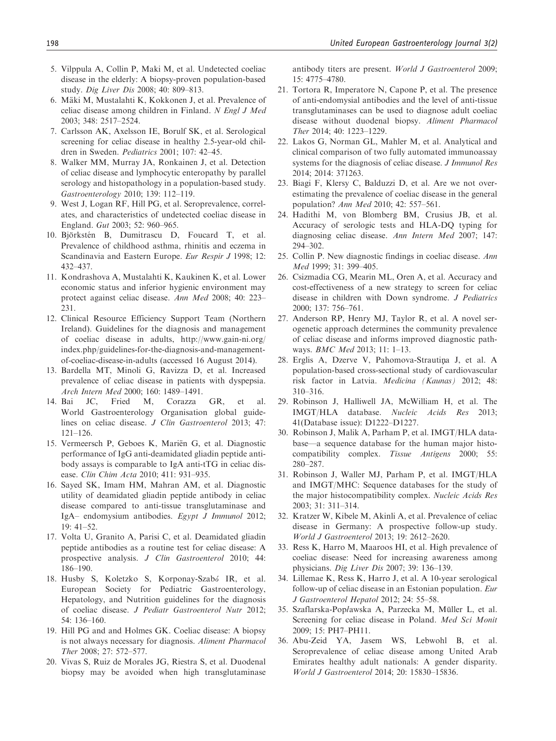5. Vilppula A, Collin P, Maki M, et al. Undetected coeliac disease in the elderly: A biopsy-proven population-based study. *Dig Liver Dis* 2008; 40: 809–813.
6. Mäki M, Mustalahti K, Kokkonen J, et al. Prevalence of celiac disease among children in Finland. *N Engl J Med* 2003; 348: 2517–2524.
7. Carlsson AK, Axelsson IE, Borulf SK, et al. Serological screening for celiac disease in healthy 2.5-year-old children in Sweden. *Pediatrics* 2001; 107: 42–45.
8. Walker MM, Murray JA, Ronkainen J, et al. Detection of celiac disease and lymphocytic enteropathy by parallel serology and histopathology in a population-based study. *Gastroenterology* 2010; 139: 112–119.
9. West J, Logan RF, Hill PG, et al. Seroprevalence, correlates, and characteristics of undetected coeliac disease in England. *Gut* 2003; 52: 960–965.
10. Björkstén B, Dumitrascu D, Foucard T, et al. Prevalence of childhood asthma, rhinitis and eczema in Scandinavia and Eastern Europe. *Eur Respir J* 1998; 12: 432–437.
11. Kondrashova A, Mustalahti K, Kaukinen K, et al. Lower economic status and inferior hygienic environment may protect against celiac disease. *Ann Med* 2008; 40: 223–231.
12. Clinical Resource Efficiency Support Team (Northern Ireland). Guidelines for the diagnosis and management of coeliac disease in adults, http://www.gain-ni.org/index.php/guidelines-for-the-diagnosis-and-management-of-coeliac-disease-in-adults (accessed 16 August 2014).
13. Bardella MT, Minoli G, Ravizza D, et al. Increased prevalence of celiac disease in patients with dyspepsia. *Arch Intern Med* 2000; 160: 1489–1491.
14. Bai JC, Fried M, Corazza GR, et al. World Gastroenterology Organisation global guidelines on celiac disease. *J Clin Gastroenterol* 2013; 47: 121–126.
15. Vermeersch P, Geboes K, Mariën G, et al. Diagnostic performance of IgG anti-deamidated gliadin peptide antibody assays is comparable to IgA anti-tTG in celiac disease. *Clin Chim Acta* 2010; 411: 931–935.
16. Sayed SK, Imam HM, Mahran AM, et al. Diagnostic utility of deamidated gliadin peptide antibody in celiac disease compared to anti-tissue transglutaminase and IgA– endomysium antibodies. *Egypt J Immunol* 2012; 19: 41–52.
17. Volta U, Granito A, Parisi C, et al. Deamidated gliadin peptide antibodies as a routine test for celiac disease: A prospective analysis. *J Clin Gastroenterol* 2010; 44: 186–190.
18. Husby S, Koletzko S, Korponay-Szabó IR, et al. European Society for Pediatric Gastroenterology, Hepatology, and Nutrition guidelines for the diagnosis of coeliac disease. *J Pediatr Gastroenterol Nutr* 2012; 54: 136–160.
19. Hill PG and and Holmes GK. Coeliac disease: A biopsy is not always necessary for diagnosis. *Aliment Pharmacol Ther* 2008; 27: 572–577.
20. Vivas S, Ruiz de Morales JG, Riestra S, et al. Duodenal biopsy may be avoided when high transglutaminase antibody titers are present. *World J Gastroenterol* 2009; 15: 4775–4780.
21. Tortora R, Imperatore N, Capone P, et al. The presence of anti-endomysial antibodies and the level of anti-tissue transglutaminases can be used to diagnose adult coeliac disease without duodenal biopsy. *Aliment Pharmacol Ther* 2014; 40: 1223–1229.
22. Lakos G, Norman GL, Mahler M, et al. Analytical and clinical comparison of two fully automated immunoassay systems for the diagnosis of celiac disease. *J Immunol Res* 2014; 2014: 371263.
23. Biagi F, Klersy C, Balduzzi D, et al. Are we not over-estimating the prevalence of coeliac disease in the general population? *Ann Med* 2010; 42: 557–561.
24. Hadithi M, von Blomberg BM, Crusius JB, et al. Accuracy of serologic tests and HLA-DQ typing for diagnosing celiac disease. *Ann Intern Med* 2007; 147: 294–302.
25. Collin P. New diagnostic findings in coeliac disease. *Ann Med* 1999; 31: 399–405.
26. Csizmadia CG, Mearin ML, Oren A, et al. Accuracy and cost-effectiveness of a new strategy to screen for celiac disease in children with Down syndrome. *J Pediatrics* 2000; 137: 756–761.
27. Anderson RP, Henry MJ, Taylor R, et al. A novel serogenetic approach determines the community prevalence of celiac disease and informs improved diagnostic pathways. *BMC Med* 2013; 11: 1–13.
28. Erglis A, Dzerve V, Pahomova-Strautiņa J, et al. A population-based cross-sectional study of cardiovascular risk factor in Latvia. *Medicina (Kaunas)* 2012; 48: 310–316.
29. Robinson J, Halliwell JA, McWilliam H, et al. The IMGT/HLA database. *Nucleic Acids Res* 2013; 41(Database issue): D1222–D1227.
30. Robinson J, Malik A, Parham P, et al. IMGT/HLA database—a sequence database for the human major histocompatibility complex. *Tissue Antigens* 2000; 55: 280–287.
31. Robinson J, Waller MJ, Parham P, et al. IMGT/HLA and IMGT/MHC: Sequence databases for the study of the major histocompatibility complex. *Nucleic Acids Res* 2003; 31: 311–314.
32. Kratzer W, Kibele M, Akinli A, et al. Prevalence of celiac disease in Germany: A prospective follow-up study. *World J Gastroenterol* 2013; 19: 2612–2620.
33. Ress K, Harro M, Maaroos HI, et al. High prevalence of coeliac disease: Need for increasing awareness among physicians. *Dig Liver Dis* 2007; 39: 136–139.
34. Lillemae K, Ress K, Harro J, et al. A 10-year serological follow-up of celiac disease in an Estonian population. *Eur J Gastroenterol Hepatol* 2012; 24: 55–58.
35. Szaflarska-Popławska A, Parzecka M, Müller L, et al. Screening for celiac disease in Poland. *Med Sci Monit* 2009; 15: PH7–PH11.
36. Abu-Zeid YA, Jasem WS, Lebwohl B, et al. Seroprevalence of celiac disease among United Arab Emirates healthy adult nationals: A gender disparity. *World J Gastroenterol* 2014; 20: 15830–15836.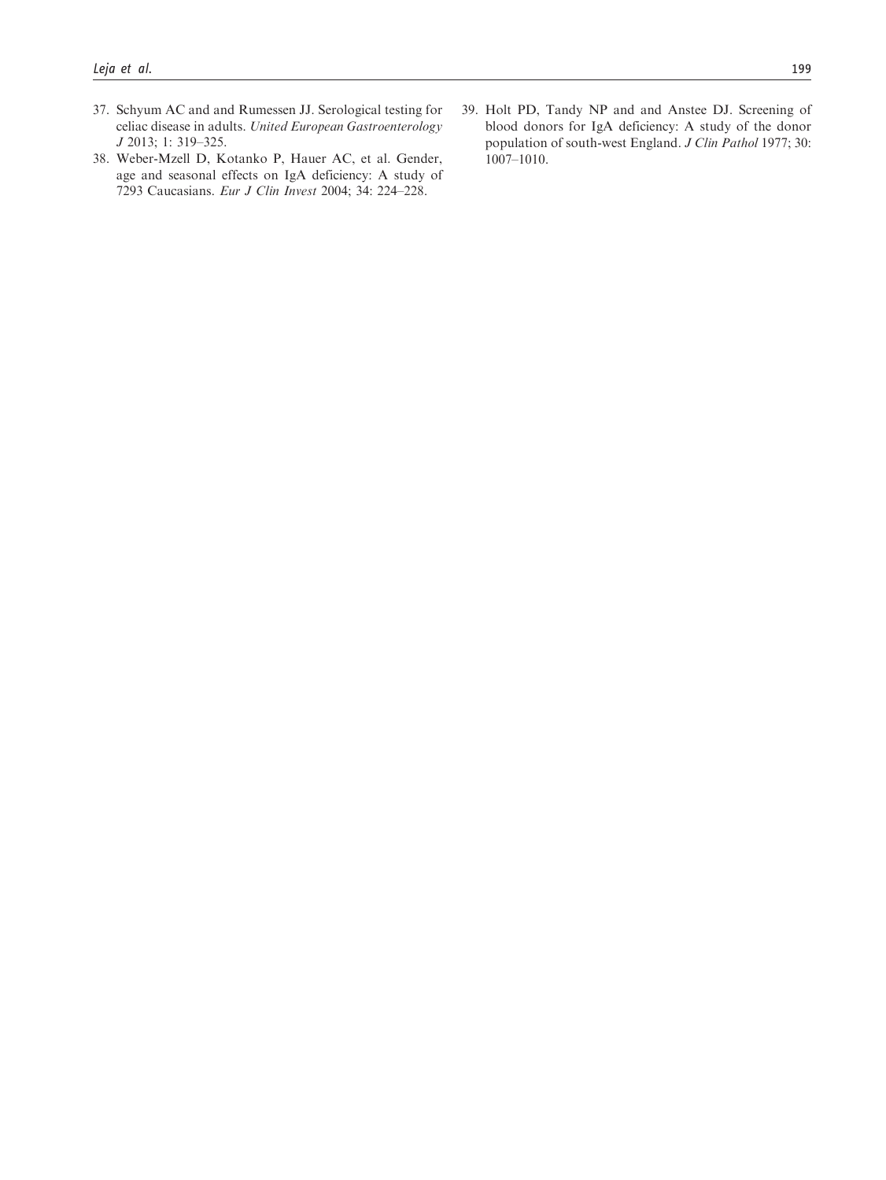37. Schyum AC and and Rumessen JJ. Serological testing for celiac disease in adults. *United European Gastroenterology J* 2013; 1: 319–325.
38. Weber-Mzell D, Kotanko P, Hauer AC, et al. Gender, age and seasonal effects on IgA deficiency: A study of 7293 Caucasians. *Eur J Clin Invest* 2004; 34: 224–228.
39. Holt PD, Tandy NP and and Anstee DJ. Screening of blood donors for IgA deficiency: A study of the donor population of south-west England. *J Clin Pathol* 1977; 30: 1007–1010.